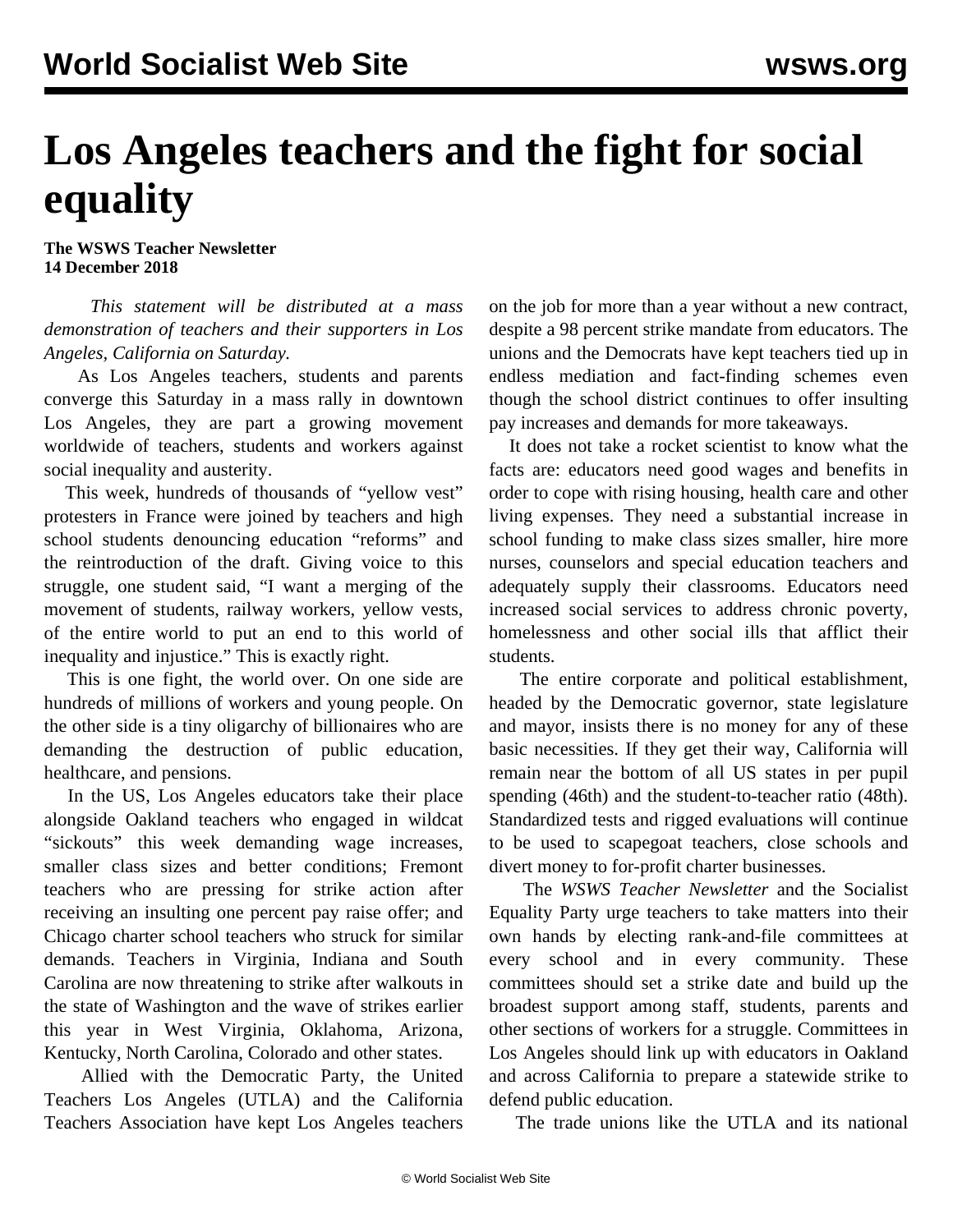# Los Angeles teachers and the fight for social equality

**The WSWS Teacher Newsletter**
**14 December 2018**

*This statement will be distributed at a mass demonstration of teachers and their supporters in Los Angeles, California on Saturday.*

As Los Angeles teachers, students and parents converge this Saturday in a mass rally in downtown Los Angeles, they are part a growing movement worldwide of teachers, students and workers against social inequality and austerity.

This week, hundreds of thousands of "yellow vest" protesters in France were joined by teachers and high school students denouncing education "reforms" and the reintroduction of the draft. Giving voice to this struggle, one student said, "I want a merging of the movement of students, railway workers, yellow vests, of the entire world to put an end to this world of inequality and injustice." This is exactly right.

This is one fight, the world over. On one side are hundreds of millions of workers and young people. On the other side is a tiny oligarchy of billionaires who are demanding the destruction of public education, healthcare, and pensions.

In the US, Los Angeles educators take their place alongside Oakland teachers who engaged in wildcat "sickouts" this week demanding wage increases, smaller class sizes and better conditions; Fremont teachers who are pressing for strike action after receiving an insulting one percent pay raise offer; and Chicago charter school teachers who struck for similar demands. Teachers in Virginia, Indiana and South Carolina are now threatening to strike after walkouts in the state of Washington and the wave of strikes earlier this year in West Virginia, Oklahoma, Arizona, Kentucky, North Carolina, Colorado and other states.

Allied with the Democratic Party, the United Teachers Los Angeles (UTLA) and the California Teachers Association have kept Los Angeles teachers on the job for more than a year without a new contract, despite a 98 percent strike mandate from educators. The unions and the Democrats have kept teachers tied up in endless mediation and fact-finding schemes even though the school district continues to offer insulting pay increases and demands for more takeaways.

It does not take a rocket scientist to know what the facts are: educators need good wages and benefits in order to cope with rising housing, health care and other living expenses. They need a substantial increase in school funding to make class sizes smaller, hire more nurses, counselors and special education teachers and adequately supply their classrooms. Educators need increased social services to address chronic poverty, homelessness and other social ills that afflict their students.

The entire corporate and political establishment, headed by the Democratic governor, state legislature and mayor, insists there is no money for any of these basic necessities. If they get their way, California will remain near the bottom of all US states in per pupil spending (46th) and the student-to-teacher ratio (48th). Standardized tests and rigged evaluations will continue to be used to scapegoat teachers, close schools and divert money to for-profit charter businesses.

The *WSWS Teacher Newsletter* and the Socialist Equality Party urge teachers to take matters into their own hands by electing rank-and-file committees at every school and in every community. These committees should set a strike date and build up the broadest support among staff, students, parents and other sections of workers for a struggle. Committees in Los Angeles should link up with educators in Oakland and across California to prepare a statewide strike to defend public education.

The trade unions like the UTLA and its national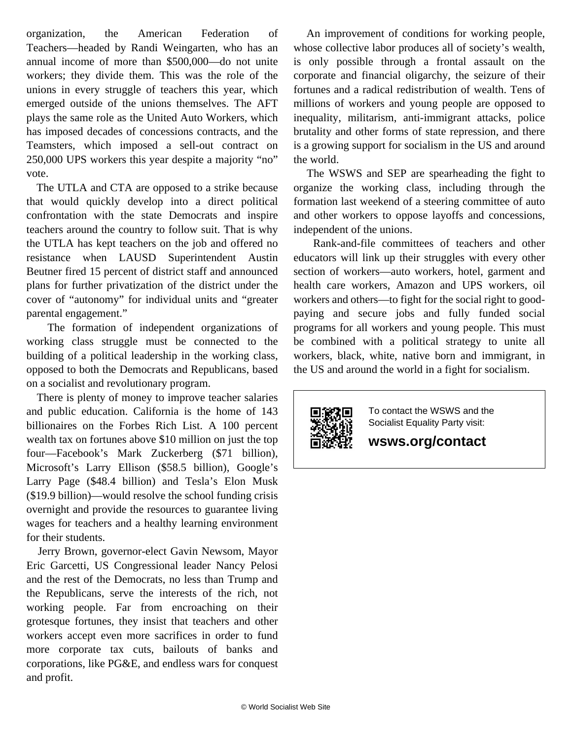organization, the American Federation of Teachers—headed by Randi Weingarten, who has an annual income of more than $500,000—do not unite workers; they divide them. This was the role of the unions in every struggle of teachers this year, which emerged outside of the unions themselves. The AFT plays the same role as the United Auto Workers, which has imposed decades of concessions contracts, and the Teamsters, which imposed a sell-out contract on 250,000 UPS workers this year despite a majority "no" vote.

The UTLA and CTA are opposed to a strike because that would quickly develop into a direct political confrontation with the state Democrats and inspire teachers around the country to follow suit. That is why the UTLA has kept teachers on the job and offered no resistance when LAUSD Superintendent Austin Beutner fired 15 percent of district staff and announced plans for further privatization of the district under the cover of "autonomy" for individual units and "greater parental engagement."

The formation of independent organizations of working class struggle must be connected to the building of a political leadership in the working class, opposed to both the Democrats and Republicans, based on a socialist and revolutionary program.

There is plenty of money to improve teacher salaries and public education. California is the home of 143 billionaires on the Forbes Rich List. A 100 percent wealth tax on fortunes above $10 million on just the top four—Facebook's Mark Zuckerberg ($71 billion), Microsoft's Larry Ellison ($58.5 billion), Google's Larry Page ($48.4 billion) and Tesla's Elon Musk ($19.9 billion)—would resolve the school funding crisis overnight and provide the resources to guarantee living wages for teachers and a healthy learning environment for their students.

Jerry Brown, governor-elect Gavin Newsom, Mayor Eric Garcetti, US Congressional leader Nancy Pelosi and the rest of the Democrats, no less than Trump and the Republicans, serve the interests of the rich, not working people. Far from encroaching on their grotesque fortunes, they insist that teachers and other workers accept even more sacrifices in order to fund more corporate tax cuts, bailouts of banks and corporations, like PG&E, and endless wars for conquest and profit.

An improvement of conditions for working people, whose collective labor produces all of society's wealth, is only possible through a frontal assault on the corporate and financial oligarchy, the seizure of their fortunes and a radical redistribution of wealth. Tens of millions of workers and young people are opposed to inequality, militarism, anti-immigrant attacks, police brutality and other forms of state repression, and there is a growing support for socialism in the US and around the world.

The WSWS and SEP are spearheading the fight to organize the working class, including through the formation last weekend of a steering committee of auto and other workers to oppose layoffs and concessions, independent of the unions.

Rank-and-file committees of teachers and other educators will link up their struggles with every other section of workers—auto workers, hotel, garment and health care workers, Amazon and UPS workers, oil workers and others—to fight for the social right to good-paying and secure jobs and fully funded social programs for all workers and young people. This must be combined with a political strategy to unite all workers, black, white, native born and immigrant, in the US and around the world in a fight for socialism.

To contact the WSWS and the Socialist Equality Party visit:

**wsws.org/contact**